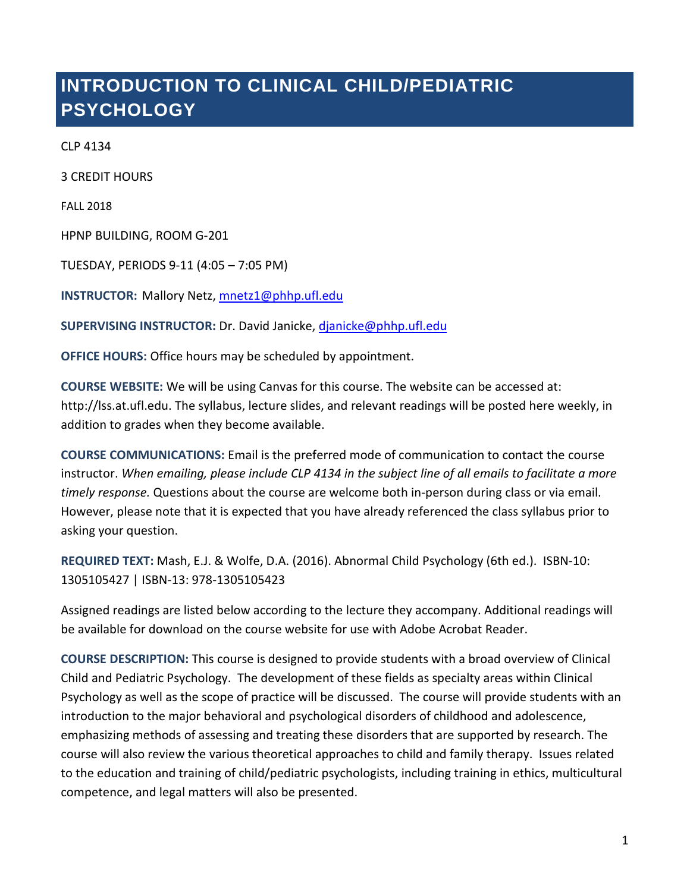# INTRODUCTION TO CLINICAL CHILD/PEDIATRIC PSYCHOLOGY

CLP 4134

3 CREDIT HOURS

FALL 2018

HPNP BUILDING, ROOM G-201

TUESDAY, PERIODS 9-11 (4:05 – 7:05 PM)

**INSTRUCTOR:** Mallory Netz, mnetz1@phhp.ufl.edu

**SUPERVISING INSTRUCTOR:** Dr. David Janicke, djanicke@phhp.ufl.edu

**OFFICE HOURS:** Office hours may be scheduled by appointment.

**COURSE WEBSITE:** We will be using Canvas for this course. The website can be accessed at: http://lss.at.ufl.edu. The syllabus, lecture slides, and relevant readings will be posted here weekly, in addition to grades when they become available.

**COURSE COMMUNICATIONS:** Email is the preferred mode of communication to contact the course instructor. *When emailing, please include CLP 4134 in the subject line of all emails to facilitate a more timely response.* Questions about the course are welcome both in-person during class or via email. However, please note that it is expected that you have already referenced the class syllabus prior to asking your question.

**REQUIRED TEXT:** Mash, E.J. & Wolfe, D.A. (2016). Abnormal Child Psychology (6th ed.). ISBN-10: 1305105427 | ISBN-13: 978-1305105423

Assigned readings are listed below according to the lecture they accompany. Additional readings will be available for download on the course website for use with Adobe Acrobat Reader.

**COURSE DESCRIPTION:** This course is designed to provide students with a broad overview of Clinical Child and Pediatric Psychology. The development of these fields as specialty areas within Clinical Psychology as well as the scope of practice will be discussed. The course will provide students with an introduction to the major behavioral and psychological disorders of childhood and adolescence, emphasizing methods of assessing and treating these disorders that are supported by research. The course will also review the various theoretical approaches to child and family therapy. Issues related to the education and training of child/pediatric psychologists, including training in ethics, multicultural competence, and legal matters will also be presented.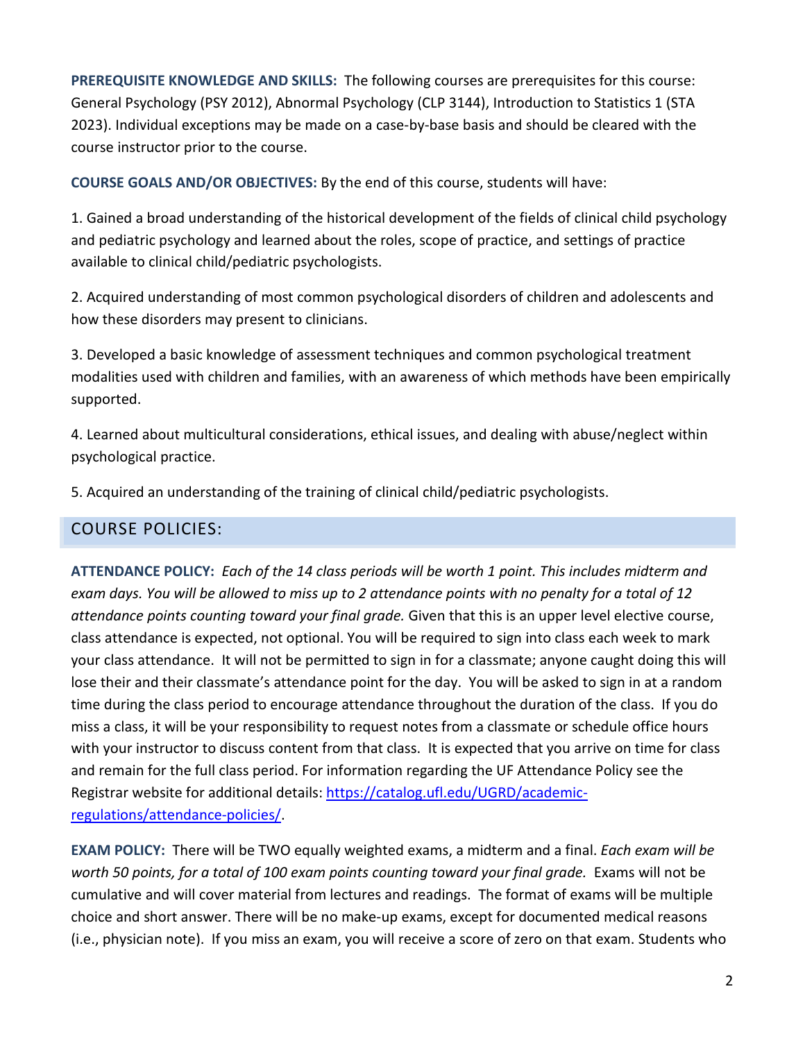**PREREQUISITE KNOWLEDGE AND SKILLS:** The following courses are prerequisites for this course: General Psychology (PSY 2012), Abnormal Psychology (CLP 3144), Introduction to Statistics 1 (STA 2023). Individual exceptions may be made on a case-by-base basis and should be cleared with the course instructor prior to the course.

**COURSE GOALS AND/OR OBJECTIVES:** By the end of this course, students will have:

1. Gained a broad understanding of the historical development of the fields of clinical child psychology and pediatric psychology and learned about the roles, scope of practice, and settings of practice available to clinical child/pediatric psychologists.

2. Acquired understanding of most common psychological disorders of children and adolescents and how these disorders may present to clinicians.

3. Developed a basic knowledge of assessment techniques and common psychological treatment modalities used with children and families, with an awareness of which methods have been empirically supported.

4. Learned about multicultural considerations, ethical issues, and dealing with abuse/neglect within psychological practice.

5. Acquired an understanding of the training of clinical child/pediatric psychologists.

## COURSE POLICIES:

**ATTENDANCE POLICY:** *Each of the 14 class periods will be worth 1 point. This includes midterm and exam days. You will be allowed to miss up to 2 attendance points with no penalty for a total of 12 attendance points counting toward your final grade.* Given that this is an upper level elective course, class attendance is expected, not optional. You will be required to sign into class each week to mark your class attendance. It will not be permitted to sign in for a classmate; anyone caught doing this will lose their and their classmate's attendance point for the day. You will be asked to sign in at a random time during the class period to encourage attendance throughout the duration of the class. If you do miss a class, it will be your responsibility to request notes from a classmate or schedule office hours with your instructor to discuss content from that class. It is expected that you arrive on time for class and remain for the full class period. For information regarding the UF Attendance Policy see the Registrar website for additional details: [https://catalog.ufl.edu/UGRD/academic-regulations/attendance-policies/](https://catalog.ufl.edu/UGRD/academic-regulations/attendance-policies/).

**EXAM POLICY:** There will be TWO equally weighted exams, a midterm and a final. *Each exam will be worth 50 points, for a total of 100 exam points counting toward your final grade.* Exams will not be cumulative and will cover material from lectures and readings. The format of exams will be multiple choice and short answer. There will be no make-up exams, except for documented medical reasons (i.e., physician note). If you miss an exam, you will receive a score of zero on that exam. Students who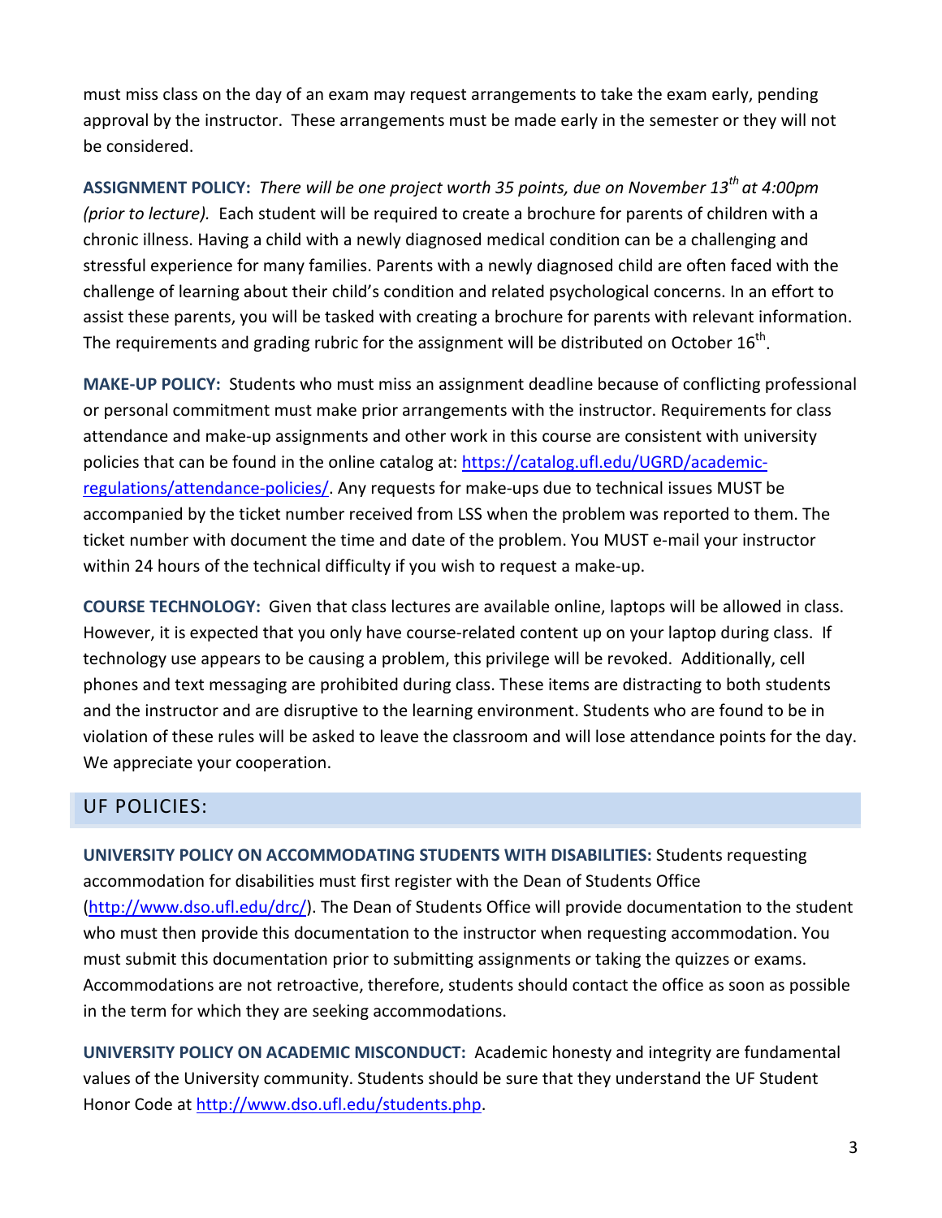must miss class on the day of an exam may request arrangements to take the exam early, pending approval by the instructor. These arrangements must be made early in the semester or they will not be considered.

**ASSIGNMENT POLICY:** *There will be one project worth 35 points, due on November 13th at 4:00pm (prior to lecture).* Each student will be required to create a brochure for parents of children with a chronic illness. Having a child with a newly diagnosed medical condition can be a challenging and stressful experience for many families. Parents with a newly diagnosed child are often faced with the challenge of learning about their child's condition and related psychological concerns. In an effort to assist these parents, you will be tasked with creating a brochure for parents with relevant information. The requirements and grading rubric for the assignment will be distributed on October 16th.

**MAKE-UP POLICY:** Students who must miss an assignment deadline because of conflicting professional or personal commitment must make prior arrangements with the instructor. Requirements for class attendance and make-up assignments and other work in this course are consistent with university policies that can be found in the online catalog at: https://catalog.ufl.edu/UGRD/academic-regulations/attendance-policies/. Any requests for make-ups due to technical issues MUST be accompanied by the ticket number received from LSS when the problem was reported to them. The ticket number with document the time and date of the problem. You MUST e-mail your instructor within 24 hours of the technical difficulty if you wish to request a make-up.

**COURSE TECHNOLOGY:** Given that class lectures are available online, laptops will be allowed in class. However, it is expected that you only have course-related content up on your laptop during class. If technology use appears to be causing a problem, this privilege will be revoked. Additionally, cell phones and text messaging are prohibited during class. These items are distracting to both students and the instructor and are disruptive to the learning environment. Students who are found to be in violation of these rules will be asked to leave the classroom and will lose attendance points for the day. We appreciate your cooperation.

## UF POLICIES:

**UNIVERSITY POLICY ON ACCOMMODATING STUDENTS WITH DISABILITIES:** Students requesting accommodation for disabilities must first register with the Dean of Students Office (http://www.dso.ufl.edu/drc/). The Dean of Students Office will provide documentation to the student who must then provide this documentation to the instructor when requesting accommodation. You must submit this documentation prior to submitting assignments or taking the quizzes or exams. Accommodations are not retroactive, therefore, students should contact the office as soon as possible in the term for which they are seeking accommodations.

**UNIVERSITY POLICY ON ACADEMIC MISCONDUCT:** Academic honesty and integrity are fundamental values of the University community. Students should be sure that they understand the UF Student Honor Code at http://www.dso.ufl.edu/students.php.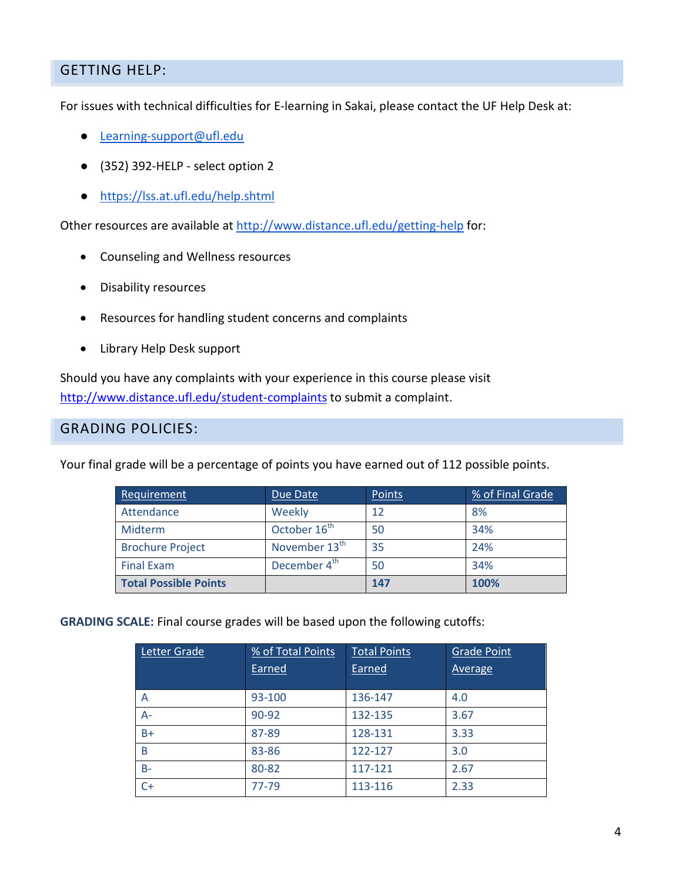## GETTING HELP:

For issues with technical difficulties for E-learning in Sakai, please contact the UF Help Desk at:

- Learning-support@ufl.edu
- (352) 392-HELP - select option 2
- https://lss.at.ufl.edu/help.shtml

Other resources are available at http://www.distance.ufl.edu/getting-help for:

- Counseling and Wellness resources
- Disability resources
- Resources for handling student concerns and complaints
- Library Help Desk support

Should you have any complaints with your experience in this course please visit http://www.distance.ufl.edu/student-complaints to submit a complaint.

## GRADING POLICIES:

Your final grade will be a percentage of points you have earned out of 112 possible points.

| Requirement | Due Date | Points | % of Final Grade |
|---|---|---|---|
| Attendance | Weekly | 12 | 8% |
| Midterm | October 16th | 50 | 34% |
| Brochure Project | November 13th | 35 | 24% |
| Final Exam | December 4th | 50 | 34% |
| **Total Possible Points** | | **147** | **100%** |

**GRADING SCALE:** Final course grades will be based upon the following cutoffs:

| Letter Grade | % of Total Points Earned | Total Points Earned | Grade Point Average |
|---|---|---|---|
| A | 93-100 | 136-147 | 4.0 |
| A- | 90-92 | 132-135 | 3.67 |
| B+ | 87-89 | 128-131 | 3.33 |
| B | 83-86 | 122-127 | 3.0 |
| B- | 80-82 | 117-121 | 2.67 |
| C+ | 77-79 | 113-116 | 2.33 |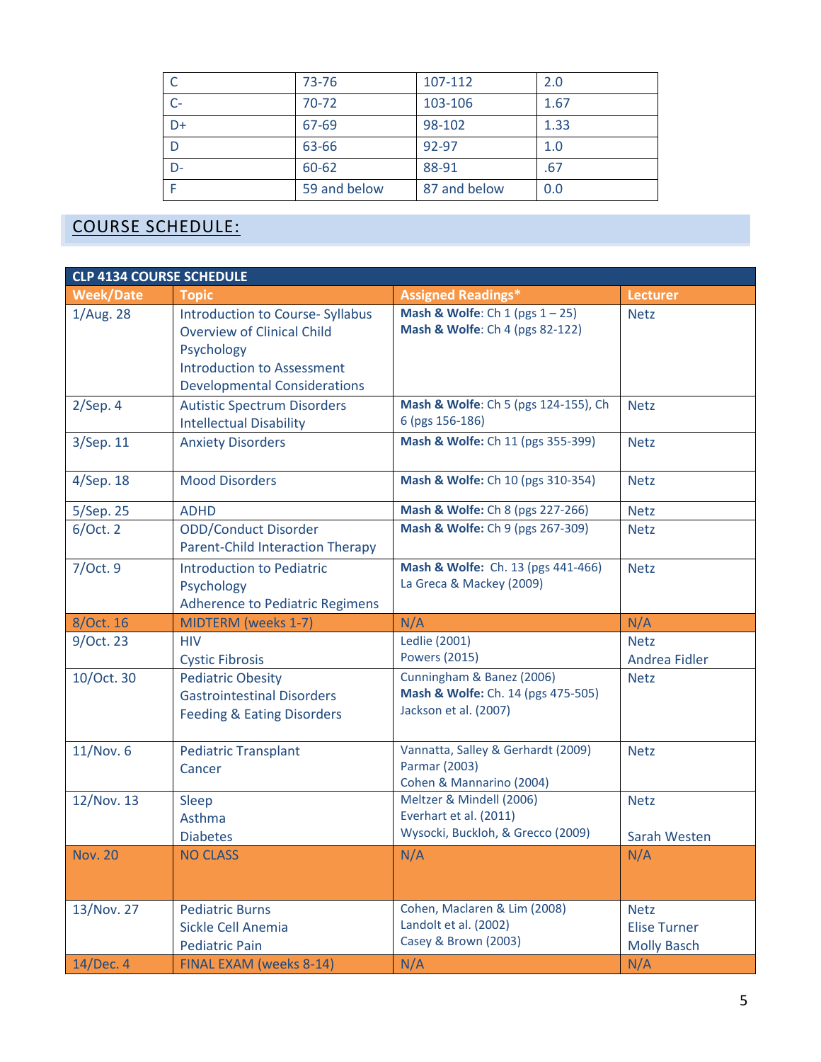| C | 73-76 | 107-112 | 2.0 |
|---|---|---|---|
| C- | 70-72 | 103-106 | 1.67 |
| D+ | 67-69 | 98-102 | 1.33 |
| D | 63-66 | 92-97 | 1.0 |
| D- | 60-62 | 88-91 | .67 |
| F | 59 and below | 87 and below | 0.0 |

## COURSE SCHEDULE:

| CLP 4134 COURSE SCHEDULE | | | |
|---|---|---|---|
| **Week/Date** | **Topic** | **Assigned Readings*** | **Lecturer** |
| 1/Aug. 28 | Introduction to Course- Syllabus<br>Overview of Clinical Child Psychology<br>Introduction to Assessment<br>Developmental Considerations | **Mash & Wolfe**: Ch 1 (pgs 1 – 25)<br>**Mash & Wolfe**: Ch 4 (pgs 82-122) | Netz |
| 2/Sep. 4 | Autistic Spectrum Disorders<br>Intellectual Disability | **Mash & Wolfe**: Ch 5 (pgs 124-155), Ch 6 (pgs 156-186) | Netz |
| 3/Sep. 11 | Anxiety Disorders | **Mash & Wolfe:** Ch 11 (pgs 355-399) | Netz |
| 4/Sep. 18 | Mood Disorders | **Mash & Wolfe:** Ch 10 (pgs 310-354) | Netz |
| 5/Sep. 25 | ADHD | **Mash & Wolfe:** Ch 8 (pgs 227-266) | Netz |
| 6/Oct. 2 | ODD/Conduct Disorder<br>Parent-Child Interaction Therapy | **Mash & Wolfe:** Ch 9 (pgs 267-309) | Netz |
| 7/Oct. 9 | Introduction to Pediatric Psychology<br>Adherence to Pediatric Regimens | **Mash & Wolfe:** Ch. 13 (pgs 441-466)<br>La Greca & Mackey (2009) | Netz |
| 8/Oct. 16 | MIDTERM (weeks 1-7) | N/A | N/A |
| 9/Oct. 23 | HIV<br>Cystic Fibrosis | Ledlie (2001)<br>Powers (2015) | Netz<br>Andrea Fidler |
| 10/Oct. 30 | Pediatric Obesity<br>Gastrointestinal Disorders<br>Feeding & Eating Disorders | Cunningham & Banez (2006)<br>**Mash & Wolfe:** Ch. 14 (pgs 475-505)<br>Jackson et al. (2007) | Netz |
| 11/Nov. 6 | Pediatric Transplant<br>Cancer | Vannatta, Salley & Gerhardt (2009)<br>Parmar (2003)<br>Cohen & Mannarino (2004) | Netz |
| 12/Nov. 13 | Sleep<br>Asthma<br>Diabetes | Meltzer & Mindell (2006)<br>Everhart et al. (2011)<br>Wysocki, Buckloh, & Grecco (2009) | Netz<br><br>Sarah Westen |
| Nov. 20 | NO CLASS | N/A | N/A |
| 13/Nov. 27 | Pediatric Burns<br>Sickle Cell Anemia<br>Pediatric Pain | Cohen, Maclaren & Lim (2008)<br>Landolt et al. (2002)<br>Casey & Brown (2003) | Netz<br>Elise Turner<br>Molly Basch |
| 14/Dec. 4 | FINAL EXAM (weeks 8-14) | N/A | N/A |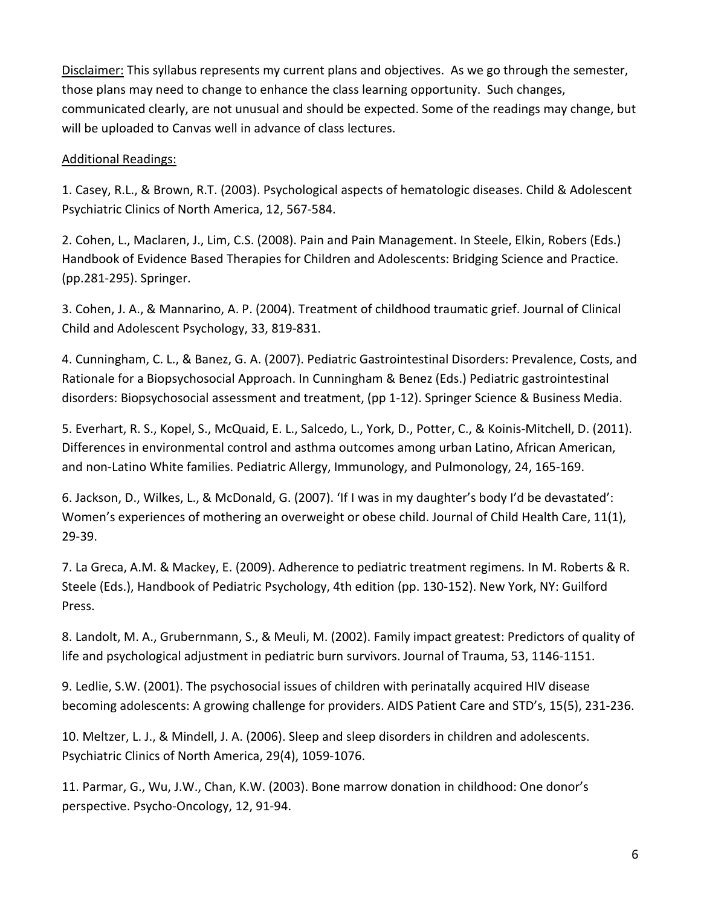Disclaimer: This syllabus represents my current plans and objectives. As we go through the semester, those plans may need to change to enhance the class learning opportunity. Such changes, communicated clearly, are not unusual and should be expected. Some of the readings may change, but will be uploaded to Canvas well in advance of class lectures.

Additional Readings:

1. Casey, R.L., & Brown, R.T. (2003). Psychological aspects of hematologic diseases. Child & Adolescent Psychiatric Clinics of North America, 12, 567-584.

2. Cohen, L., Maclaren, J., Lim, C.S. (2008). Pain and Pain Management. In Steele, Elkin, Robers (Eds.) Handbook of Evidence Based Therapies for Children and Adolescents: Bridging Science and Practice. (pp.281-295). Springer.

3. Cohen, J. A., & Mannarino, A. P. (2004). Treatment of childhood traumatic grief. Journal of Clinical Child and Adolescent Psychology, 33, 819-831.

4. Cunningham, C. L., & Banez, G. A. (2007). Pediatric Gastrointestinal Disorders: Prevalence, Costs, and Rationale for a Biopsychosocial Approach. In Cunningham & Benez (Eds.) Pediatric gastrointestinal disorders: Biopsychosocial assessment and treatment, (pp 1-12). Springer Science & Business Media.

5. Everhart, R. S., Kopel, S., McQuaid, E. L., Salcedo, L., York, D., Potter, C., & Koinis-Mitchell, D. (2011). Differences in environmental control and asthma outcomes among urban Latino, African American, and non-Latino White families. Pediatric Allergy, Immunology, and Pulmonology, 24, 165-169.

6. Jackson, D., Wilkes, L., & McDonald, G. (2007). 'If I was in my daughter's body I'd be devastated': Women's experiences of mothering an overweight or obese child. Journal of Child Health Care, 11(1), 29-39.

7. La Greca, A.M. & Mackey, E. (2009). Adherence to pediatric treatment regimens. In M. Roberts & R. Steele (Eds.), Handbook of Pediatric Psychology, 4th edition (pp. 130-152). New York, NY: Guilford Press.

8. Landolt, M. A., Grubernmann, S., & Meuli, M. (2002). Family impact greatest: Predictors of quality of life and psychological adjustment in pediatric burn survivors. Journal of Trauma, 53, 1146-1151.

9. Ledlie, S.W. (2001). The psychosocial issues of children with perinatally acquired HIV disease becoming adolescents: A growing challenge for providers. AIDS Patient Care and STD's, 15(5), 231-236.

10. Meltzer, L. J., & Mindell, J. A. (2006). Sleep and sleep disorders in children and adolescents. Psychiatric Clinics of North America, 29(4), 1059-1076.

11. Parmar, G., Wu, J.W., Chan, K.W. (2003). Bone marrow donation in childhood: One donor's perspective. Psycho-Oncology, 12, 91-94.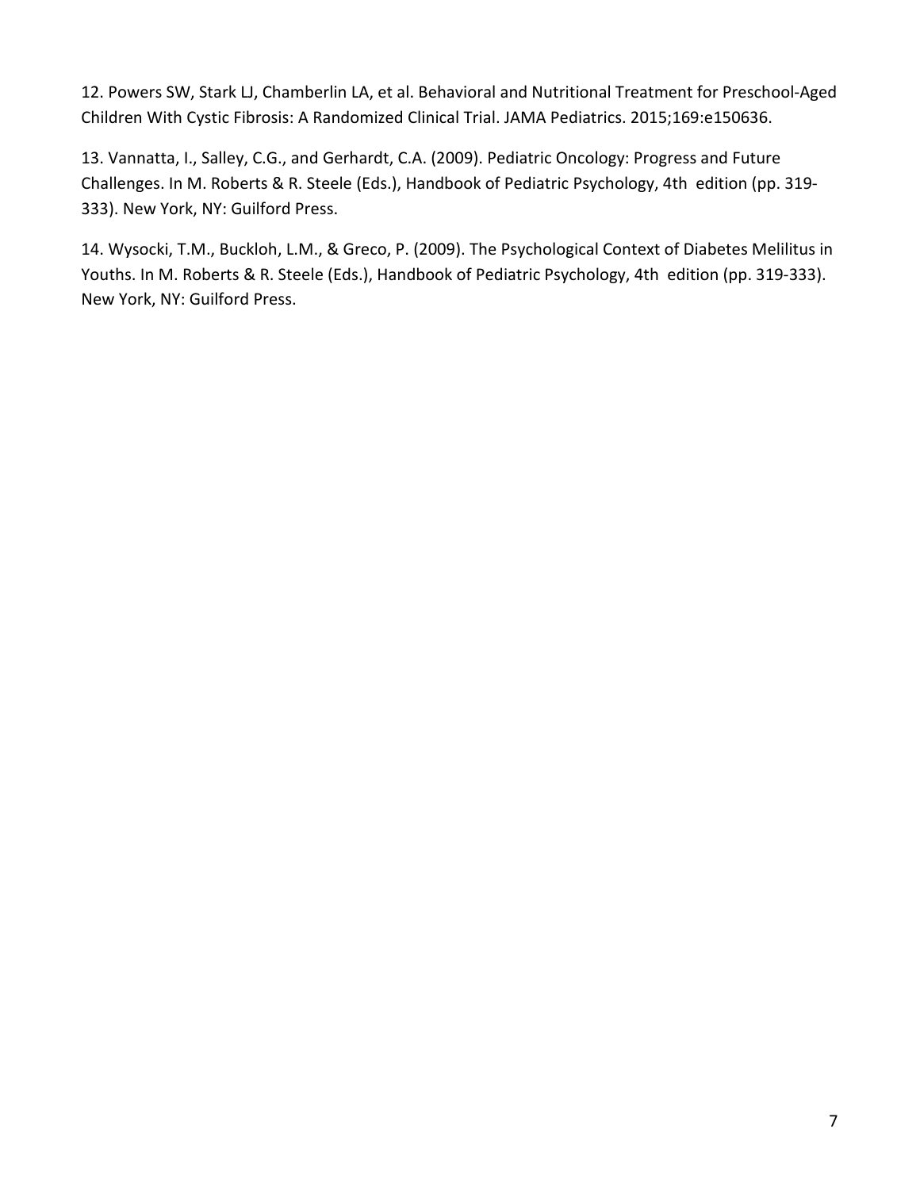12. Powers SW, Stark LJ, Chamberlin LA, et al. Behavioral and Nutritional Treatment for Preschool-Aged Children With Cystic Fibrosis: A Randomized Clinical Trial. JAMA Pediatrics. 2015;169:e150636.

13. Vannatta, I., Salley, C.G., and Gerhardt, C.A. (2009). Pediatric Oncology: Progress and Future Challenges. In M. Roberts & R. Steele (Eds.), Handbook of Pediatric Psychology, 4th edition (pp. 319-333). New York, NY: Guilford Press.

14. Wysocki, T.M., Buckloh, L.M., & Greco, P. (2009). The Psychological Context of Diabetes Melilitus in Youths. In M. Roberts & R. Steele (Eds.), Handbook of Pediatric Psychology, 4th edition (pp. 319-333). New York, NY: Guilford Press.